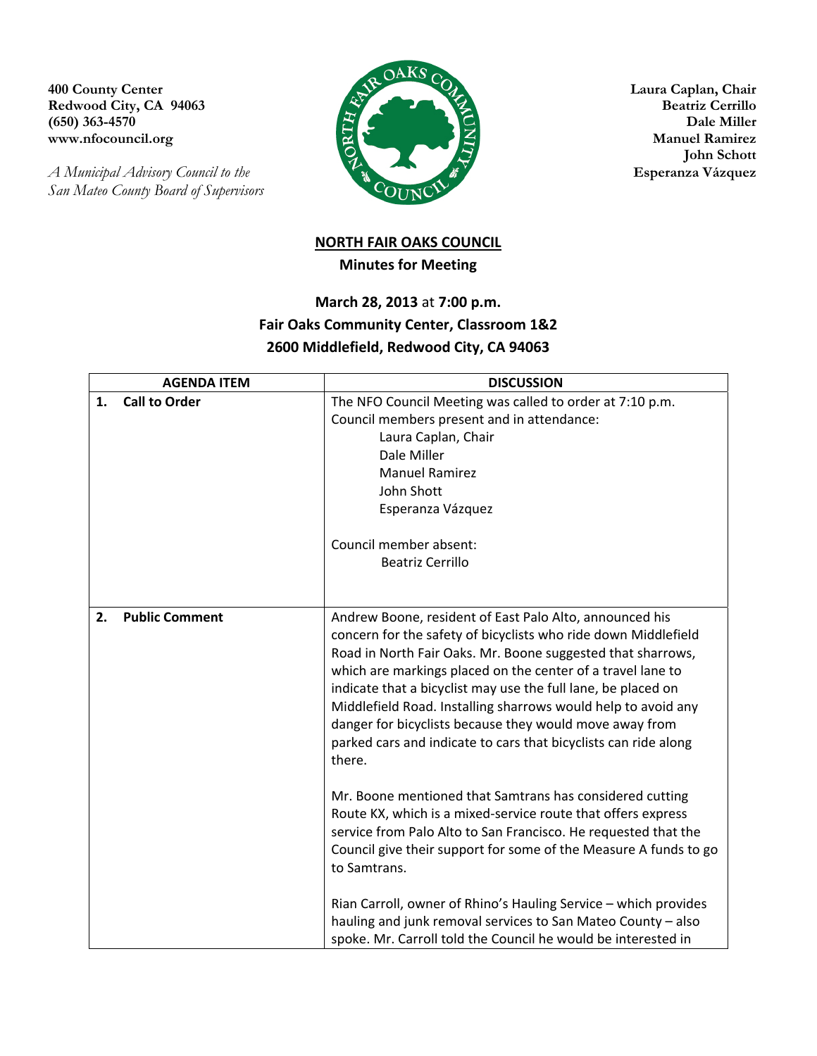**400 County Center**
**Redwood City, CA 94063**
**(650) 363-4570**
**www.nfocouncil.org**

*A Municipal Advisory Council to the San Mateo County Board of Supervisors*

**Laura Caplan, Chair**
**Beatriz Cerrillo**
**Dale Miller**
**Manuel Ramirez**
**John Schott**
**Esperanza Vázquez**

# NORTH FAIR OAKS COUNCIL

## Minutes for Meeting

### March 28, 2013 at 7:00 p.m.
### Fair Oaks Community Center, Classroom 1&2
### 2600 Middlefield, Redwood City, CA 94063

| AGENDA ITEM | DISCUSSION |
|---|---|
| **1. Call to Order** | The NFO Council Meeting was called to order at 7:10 p.m.<br>Council members present and in attendance:<br>Laura Caplan, Chair<br>Dale Miller<br>Manuel Ramirez<br>John Shott<br>Esperanza Vázquez<br><br>Council member absent:<br>Beatriz Cerrillo |
| **2. Public Comment** | Andrew Boone, resident of East Palo Alto, announced his concern for the safety of bicyclists who ride down Middlefield Road in North Fair Oaks. Mr. Boone suggested that sharrows, which are markings placed on the center of a travel lane to indicate that a bicyclist may use the full lane, be placed on Middlefield Road. Installing sharrows would help to avoid any danger for bicyclists because they would move away from parked cars and indicate to cars that bicyclists can ride along there.<br><br>Mr. Boone mentioned that Samtrans has considered cutting Route KX, which is a mixed-service route that offers express service from Palo Alto to San Francisco. He requested that the Council give their support for some of the Measure A funds to go to Samtrans.<br><br>Rian Carroll, owner of Rhino's Hauling Service – which provides hauling and junk removal services to San Mateo County – also spoke. Mr. Carroll told the Council he would be interested in |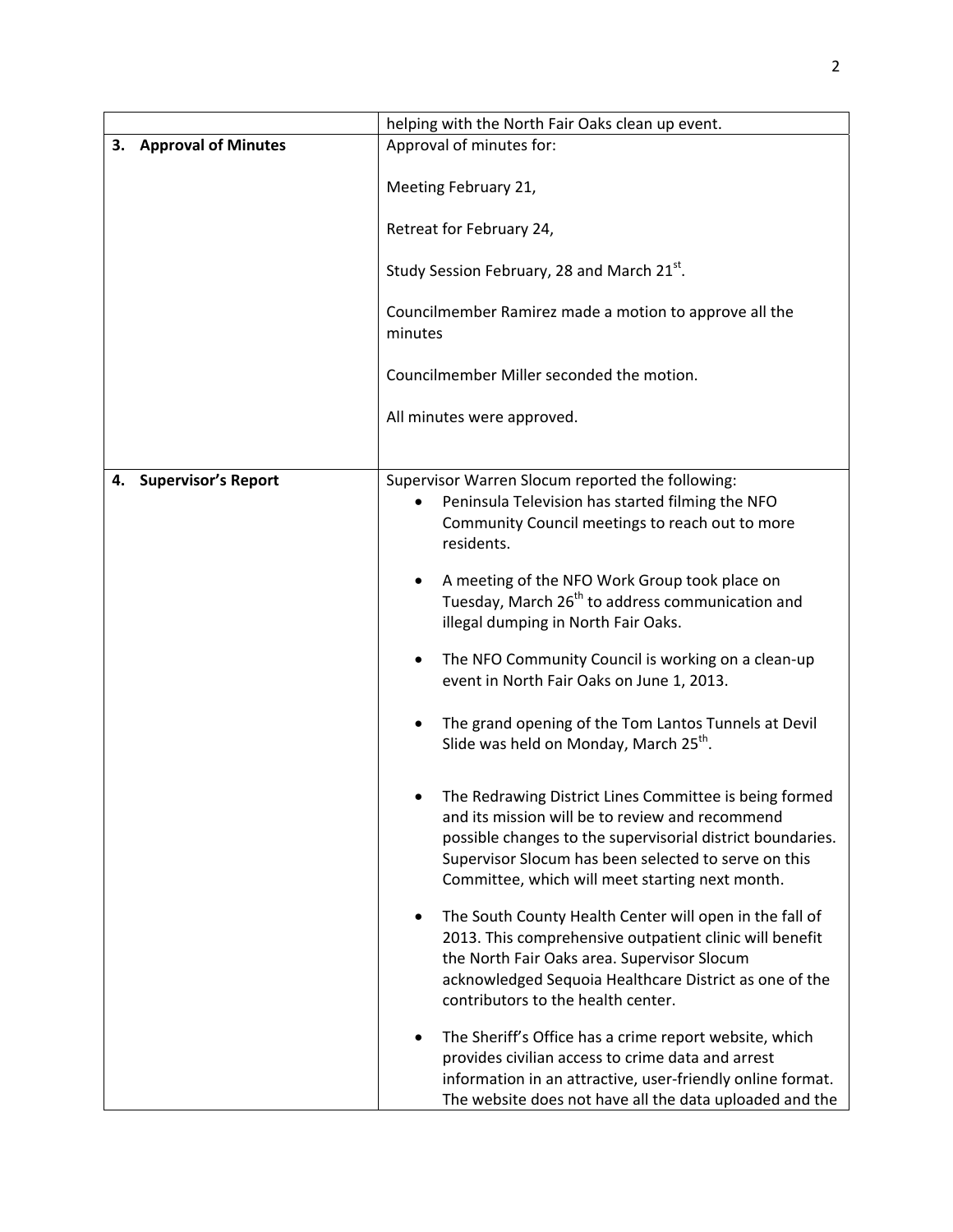| | |
|---|---|
| | helping with the North Fair Oaks clean up event. |
| **3. Approval of Minutes** | Approval of minutes for:<br><br>Meeting February 21,<br><br>Retreat for February 24,<br><br>Study Session February, 28 and March 21st.<br><br>Councilmember Ramirez made a motion to approve all the minutes<br><br>Councilmember Miller seconded the motion.<br><br>All minutes were approved. |
| **4. Supervisor's Report** | Supervisor Warren Slocum reported the following:<br>• Peninsula Television has started filming the NFO Community Council meetings to reach out to more residents.<br>• A meeting of the NFO Work Group took place on Tuesday, March 26th to address communication and illegal dumping in North Fair Oaks.<br>• The NFO Community Council is working on a clean-up event in North Fair Oaks on June 1, 2013.<br>• The grand opening of the Tom Lantos Tunnels at Devil Slide was held on Monday, March 25th.<br>• The Redrawing District Lines Committee is being formed and its mission will be to review and recommend possible changes to the supervisorial district boundaries. Supervisor Slocum has been selected to serve on this Committee, which will meet starting next month.<br>• The South County Health Center will open in the fall of 2013. This comprehensive outpatient clinic will benefit the North Fair Oaks area. Supervisor Slocum acknowledged Sequoia Healthcare District as one of the contributors to the health center.<br>• The Sheriff's Office has a crime report website, which provides civilian access to crime data and arrest information in an attractive, user-friendly online format. The website does not have all the data uploaded and the |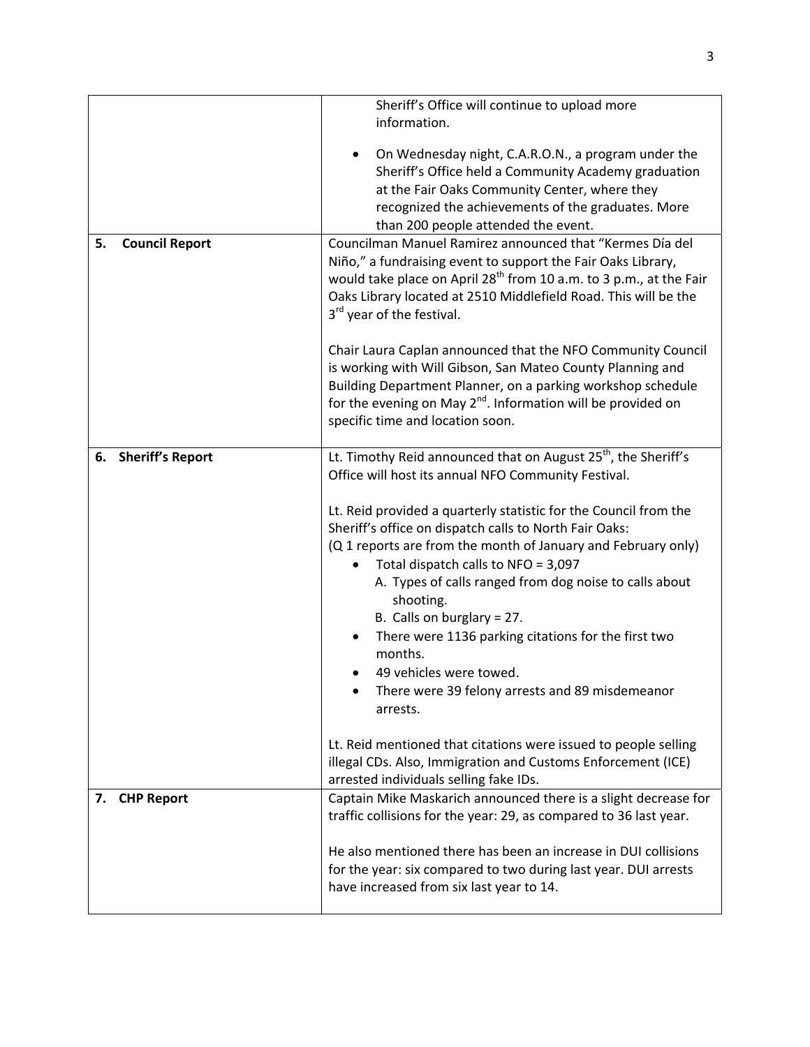| | |
|---|---|
| | Sheriff's Office will continue to upload more information.<br><br>• On Wednesday night, C.A.R.O.N., a program under the Sheriff's Office held a Community Academy graduation at the Fair Oaks Community Center, where they recognized the achievements of the graduates. More than 200 people attended the event. |
| **5. Council Report** | Councilman Manuel Ramirez announced that "Kermes Día del Niño," a fundraising event to support the Fair Oaks Library, would take place on April 28th from 10 a.m. to 3 p.m., at the Fair Oaks Library located at 2510 Middlefield Road. This will be the 3rd year of the festival.<br><br>Chair Laura Caplan announced that the NFO Community Council is working with Will Gibson, San Mateo County Planning and Building Department Planner, on a parking workshop schedule for the evening on May 2nd. Information will be provided on specific time and location soon. |
| **6. Sheriff's Report** | Lt. Timothy Reid announced that on August 25th, the Sheriff's Office will host its annual NFO Community Festival.<br><br>Lt. Reid provided a quarterly statistic for the Council from the Sheriff's office on dispatch calls to North Fair Oaks:<br>(Q 1 reports are from the month of January and February only)<br>• Total dispatch calls to NFO = 3,097<br>A. Types of calls ranged from dog noise to calls about shooting.<br>B. Calls on burglary = 27.<br>• There were 1136 parking citations for the first two months.<br>• 49 vehicles were towed.<br>• There were 39 felony arrests and 89 misdemeanor arrests.<br><br>Lt. Reid mentioned that citations were issued to people selling illegal CDs. Also, Immigration and Customs Enforcement (ICE) arrested individuals selling fake IDs. |
| **7. CHP Report** | Captain Mike Maskarich announced there is a slight decrease for traffic collisions for the year: 29, as compared to 36 last year.<br><br>He also mentioned there has been an increase in DUI collisions for the year: six compared to two during last year. DUI arrests have increased from six last year to 14. |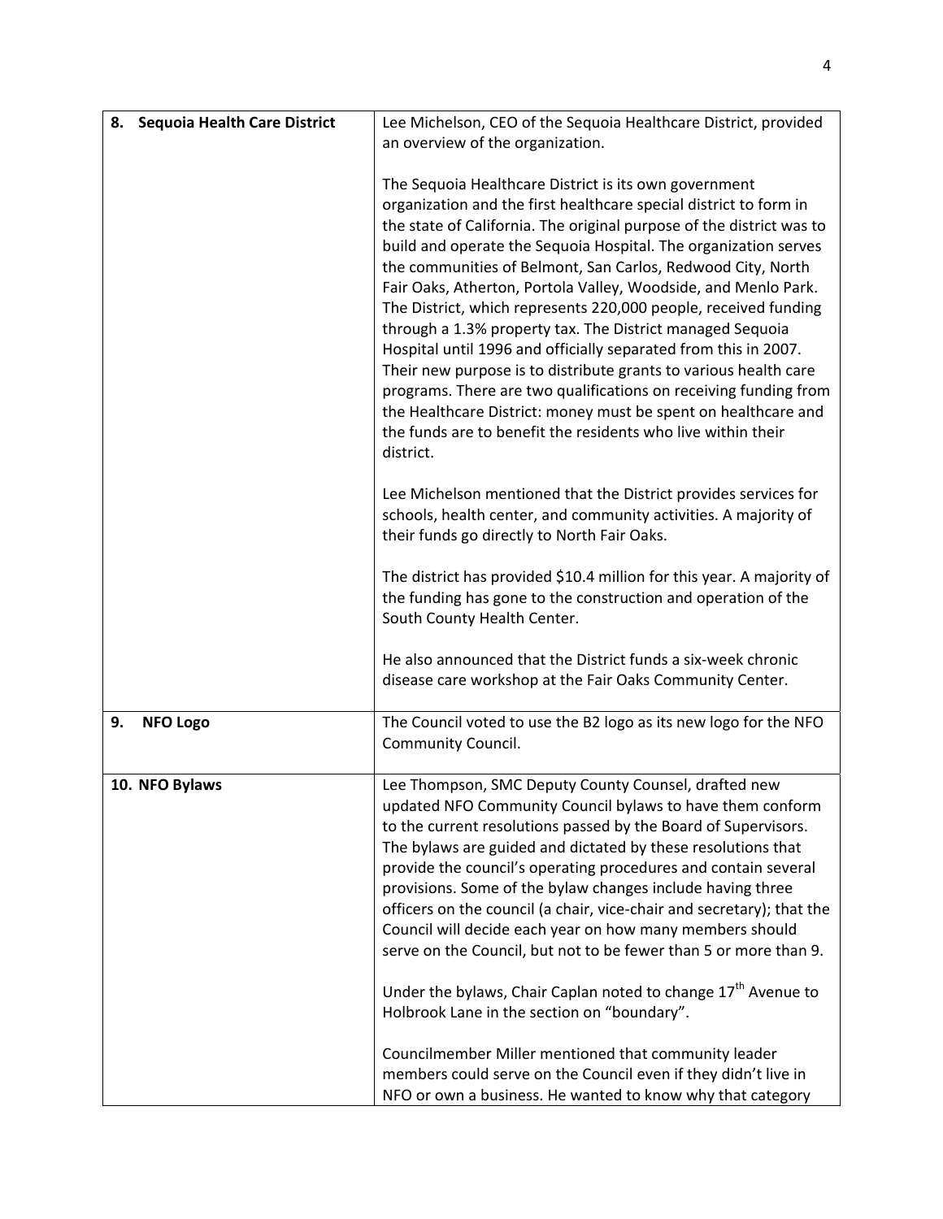| | |
|---|---|
| **8. Sequoia Health Care District** | Lee Michelson, CEO of the Sequoia Healthcare District, provided an overview of the organization.<br><br>The Sequoia Healthcare District is its own government organization and the first healthcare special district to form in the state of California. The original purpose of the district was to build and operate the Sequoia Hospital. The organization serves the communities of Belmont, San Carlos, Redwood City, North Fair Oaks, Atherton, Portola Valley, Woodside, and Menlo Park. The District, which represents 220,000 people, received funding through a 1.3% property tax. The District managed Sequoia Hospital until 1996 and officially separated from this in 2007. Their new purpose is to distribute grants to various health care programs. There are two qualifications on receiving funding from the Healthcare District: money must be spent on healthcare and the funds are to benefit the residents who live within their district.<br><br>Lee Michelson mentioned that the District provides services for schools, health center, and community activities. A majority of their funds go directly to North Fair Oaks.<br><br>The district has provided $10.4 million for this year. A majority of the funding has gone to the construction and operation of the South County Health Center.<br><br>He also announced that the District funds a six-week chronic disease care workshop at the Fair Oaks Community Center. |
| **9. NFO Logo** | The Council voted to use the B2 logo as its new logo for the NFO Community Council. |
| **10. NFO Bylaws** | Lee Thompson, SMC Deputy County Counsel, drafted new updated NFO Community Council bylaws to have them conform to the current resolutions passed by the Board of Supervisors. The bylaws are guided and dictated by these resolutions that provide the council's operating procedures and contain several provisions. Some of the bylaw changes include having three officers on the council (a chair, vice-chair and secretary); that the Council will decide each year on how many members should serve on the Council, but not to be fewer than 5 or more than 9.<br><br>Under the bylaws, Chair Caplan noted to change 17th Avenue to Holbrook Lane in the section on "boundary".<br><br>Councilmember Miller mentioned that community leader members could serve on the Council even if they didn't live in NFO or own a business. He wanted to know why that category |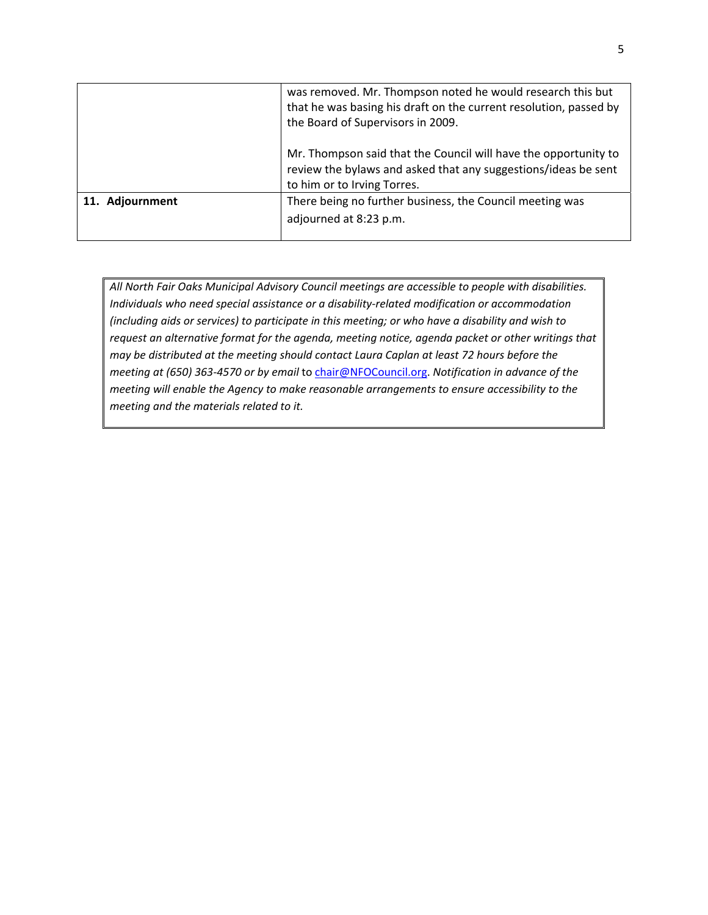| | |
|---|---|
| | was removed. Mr. Thompson noted he would research this but that he was basing his draft on the current resolution, passed by the Board of Supervisors in 2009.<br><br>Mr. Thompson said that the Council will have the opportunity to review the bylaws and asked that any suggestions/ideas be sent to him or to Irving Torres. |
| **11. Adjournment** | There being no further business, the Council meeting was adjourned at 8:23 p.m. |

*All North Fair Oaks Municipal Advisory Council meetings are accessible to people with disabilities. Individuals who need special assistance or a disability-related modification or accommodation (including aids or services) to participate in this meeting; or who have a disability and wish to request an alternative format for the agenda, meeting notice, agenda packet or other writings that may be distributed at the meeting should contact Laura Caplan at least 72 hours before the meeting at (650) 363-4570 or by email* to [chair@NFOCouncil.org](mailto:chair@NFOCouncil.org). *Notification in advance of the meeting will enable the Agency to make reasonable arrangements to ensure accessibility to the meeting and the materials related to it.*